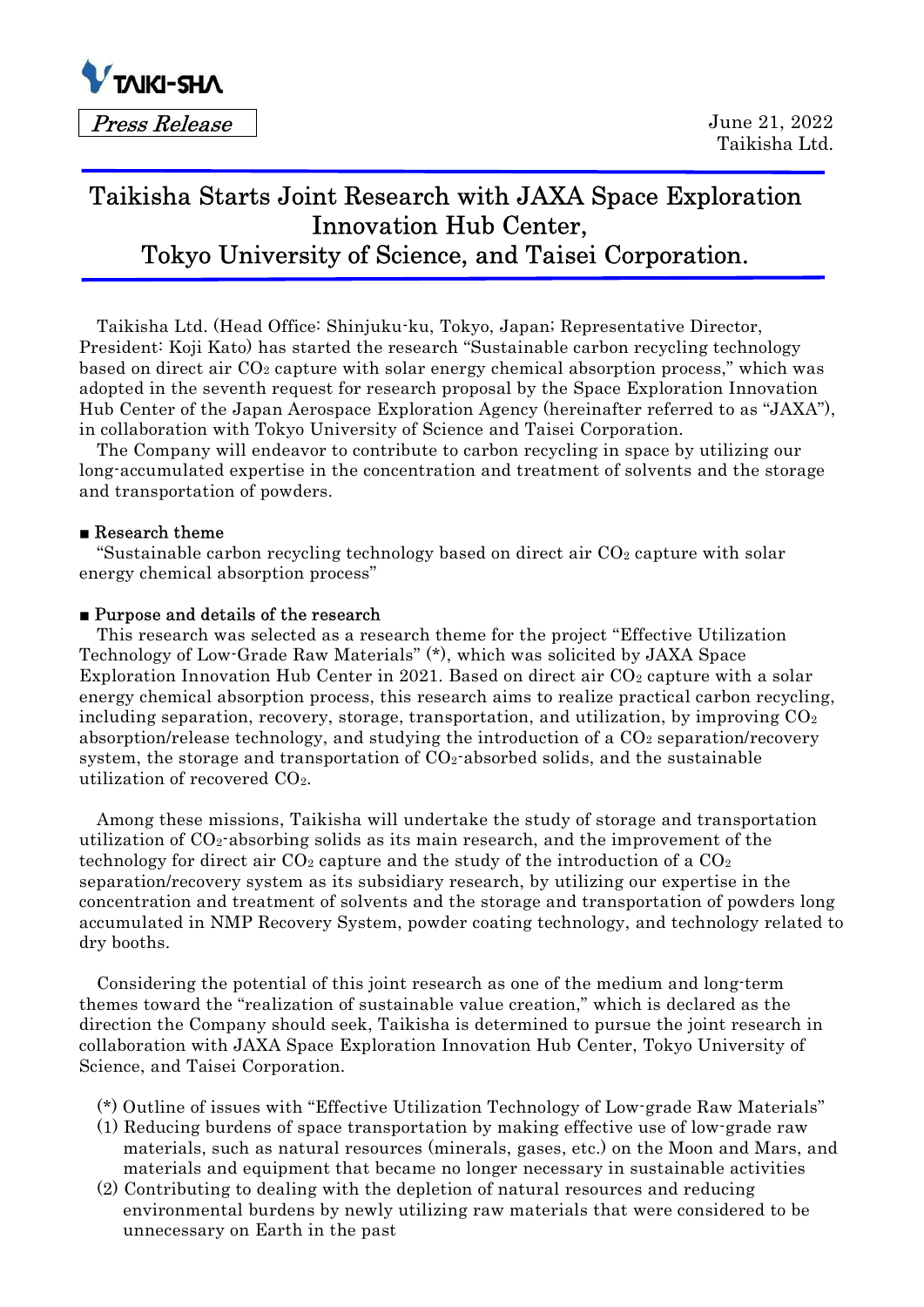TAIKI-SHA

*Press Release*

June 21, 2022
Taikisha Ltd.

# Taikisha Starts Joint Research with JAXA Space Exploration Innovation Hub Center, Tokyo University of Science, and Taisei Corporation.

Taikisha Ltd. (Head Office: Shinjuku-ku, Tokyo, Japan; Representative Director, President: Koji Kato) has started the research "Sustainable carbon recycling technology based on direct air $CO_2$ capture with solar energy chemical absorption process," which was adopted in the seventh request for research proposal by the Space Exploration Innovation Hub Center of the Japan Aerospace Exploration Agency (hereinafter referred to as "JAXA"), in collaboration with Tokyo University of Science and Taisei Corporation.

The Company will endeavor to contribute to carbon recycling in space by utilizing our long-accumulated expertise in the concentration and treatment of solvents and the storage and transportation of powders.

## ■ Research theme

"Sustainable carbon recycling technology based on direct air $CO_2$ capture with solar energy chemical absorption process"

## ■ Purpose and details of the research

This research was selected as a research theme for the project "Effective Utilization Technology of Low-Grade Raw Materials" (*), which was solicited by JAXA Space Exploration Innovation Hub Center in 2021. Based on direct air $CO_2$ capture with a solar energy chemical absorption process, this research aims to realize practical carbon recycling, including separation, recovery, storage, transportation, and utilization, by improving $CO_2$ absorption/release technology, and studying the introduction of a $CO_2$ separation/recovery system, the storage and transportation of $CO_2$-absorbed solids, and the sustainable utilization of recovered $CO_2$.

Among these missions, Taikisha will undertake the study of storage and transportation utilization of $CO_2$-absorbing solids as its main research, and the improvement of the technology for direct air $CO_2$ capture and the study of the introduction of a $CO_2$ separation/recovery system as its subsidiary research, by utilizing our expertise in the concentration and treatment of solvents and the storage and transportation of powders long accumulated in NMP Recovery System, powder coating technology, and technology related to dry booths.

Considering the potential of this joint research as one of the medium and long-term themes toward the "realization of sustainable value creation," which is declared as the direction the Company should seek, Taikisha is determined to pursue the joint research in collaboration with JAXA Space Exploration Innovation Hub Center, Tokyo University of Science, and Taisei Corporation.

(*) Outline of issues with "Effective Utilization Technology of Low-grade Raw Materials"

(1) Reducing burdens of space transportation by making effective use of low-grade raw materials, such as natural resources (minerals, gases, etc.) on the Moon and Mars, and materials and equipment that became no longer necessary in sustainable activities

(2) Contributing to dealing with the depletion of natural resources and reducing environmental burdens by newly utilizing raw materials that were considered to be unnecessary on Earth in the past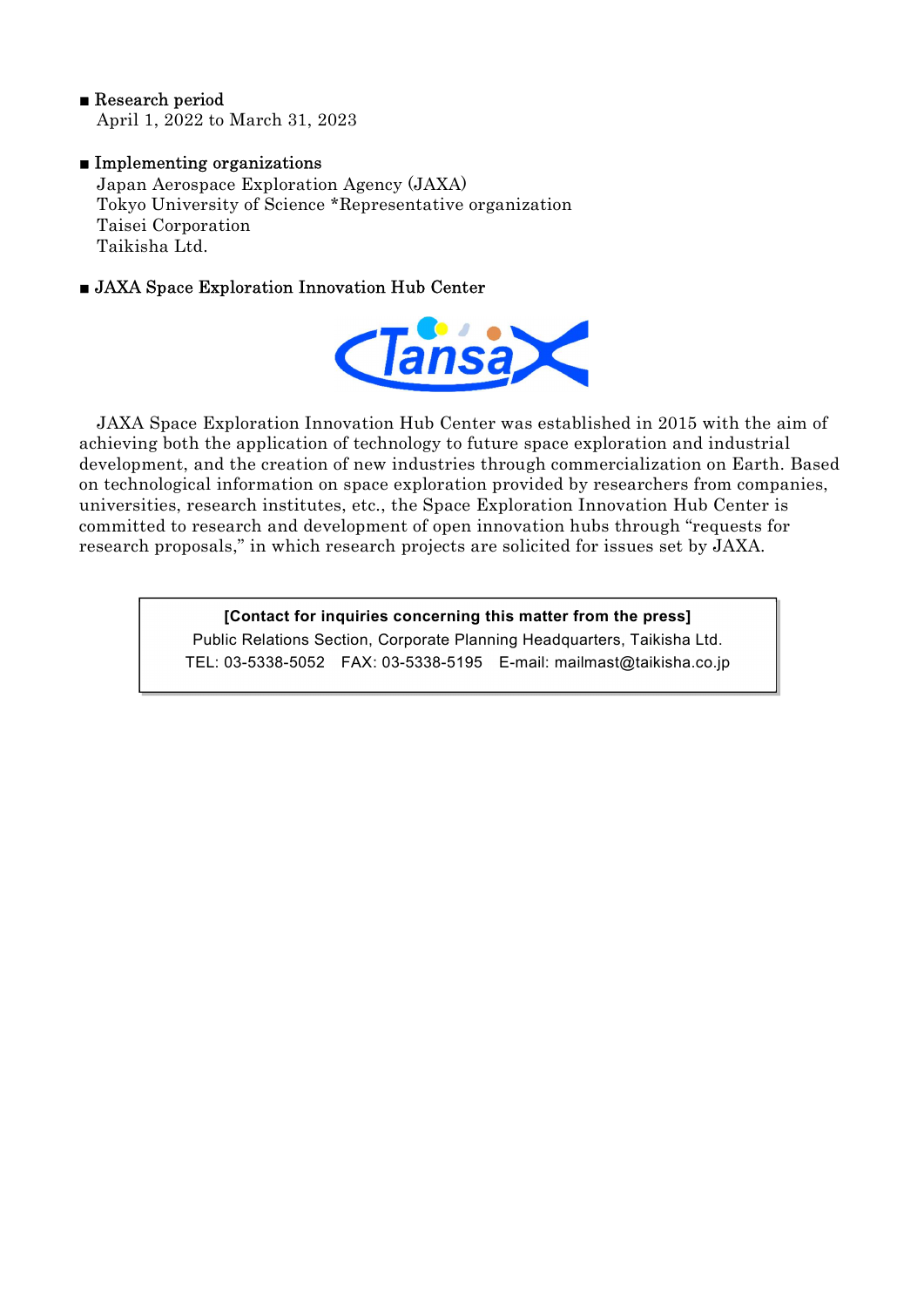■ Research period

April 1, 2022 to March 31, 2023

■ Implementing organizations

Japan Aerospace Exploration Agency (JAXA)
Tokyo University of Science *Representative organization
Taisei Corporation
Taikisha Ltd.

■ JAXA Space Exploration Innovation Hub Center

JAXA Space Exploration Innovation Hub Center was established in 2015 with the aim of achieving both the application of technology to future space exploration and industrial development, and the creation of new industries through commercialization on Earth. Based on technological information on space exploration provided by researchers from companies, universities, research institutes, etc., the Space Exploration Innovation Hub Center is committed to research and development of open innovation hubs through "requests for research proposals," in which research projects are solicited for issues set by JAXA.

**[Contact for inquiries concerning this matter from the press]**
Public Relations Section, Corporate Planning Headquarters, Taikisha Ltd.
TEL: 03-5338-5052 FAX: 03-5338-5195 E-mail: mailmast@taikisha.co.jp